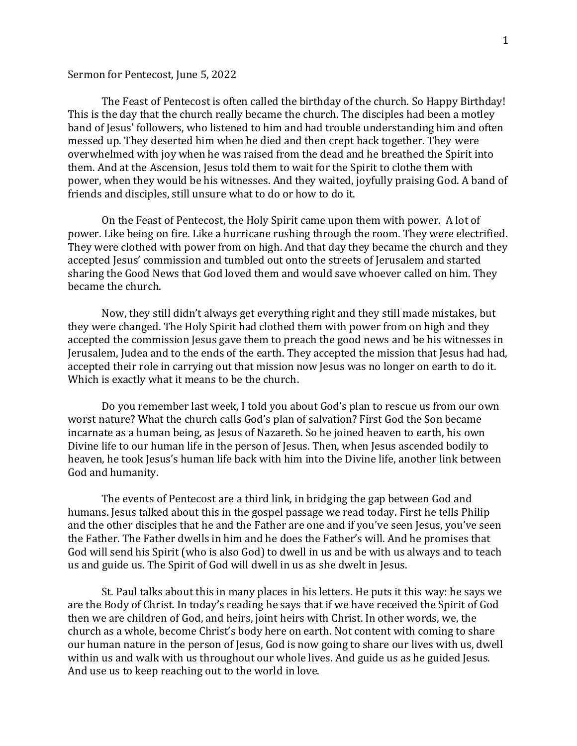Sermon for Pentecost, June 5, 2022

The Feast of Pentecost is often called the birthday of the church. So Happy Birthday! This is the day that the church really became the church. The disciples had been a motley band of Jesus' followers, who listened to him and had trouble understanding him and often messed up. They deserted him when he died and then crept back together. They were overwhelmed with joy when he was raised from the dead and he breathed the Spirit into them. And at the Ascension, Jesus told them to wait for the Spirit to clothe them with power, when they would be his witnesses. And they waited, joyfully praising God. A band of friends and disciples, still unsure what to do or how to do it.

On the Feast of Pentecost, the Holy Spirit came upon them with power. A lot of power. Like being on fire. Like a hurricane rushing through the room. They were electrified. They were clothed with power from on high. And that day they became the church and they accepted Jesus' commission and tumbled out onto the streets of Jerusalem and started sharing the Good News that God loved them and would save whoever called on him. They became the church.

Now, they still didn't always get everything right and they still made mistakes, but they were changed. The Holy Spirit had clothed them with power from on high and they accepted the commission Jesus gave them to preach the good news and be his witnesses in Jerusalem, Judea and to the ends of the earth. They accepted the mission that Jesus had had, accepted their role in carrying out that mission now Jesus was no longer on earth to do it. Which is exactly what it means to be the church.

Do you remember last week, I told you about God's plan to rescue us from our own worst nature? What the church calls God's plan of salvation? First God the Son became incarnate as a human being, as Jesus of Nazareth. So he joined heaven to earth, his own Divine life to our human life in the person of Jesus. Then, when Jesus ascended bodily to heaven, he took Jesus's human life back with him into the Divine life, another link between God and humanity.

The events of Pentecost are a third link, in bridging the gap between God and humans. Jesus talked about this in the gospel passage we read today. First he tells Philip and the other disciples that he and the Father are one and if you've seen Jesus, you've seen the Father. The Father dwells in him and he does the Father's will. And he promises that God will send his Spirit (who is also God) to dwell in us and be with us always and to teach us and guide us. The Spirit of God will dwell in us as she dwelt in Jesus.

St. Paul talks about this in many places in his letters. He puts it this way: he says we are the Body of Christ. In today's reading he says that if we have received the Spirit of God then we are children of God, and heirs, joint heirs with Christ. In other words, we, the church as a whole, become Christ's body here on earth. Not content with coming to share our human nature in the person of Jesus, God is now going to share our lives with us, dwell within us and walk with us throughout our whole lives. And guide us as he guided Jesus. And use us to keep reaching out to the world in love.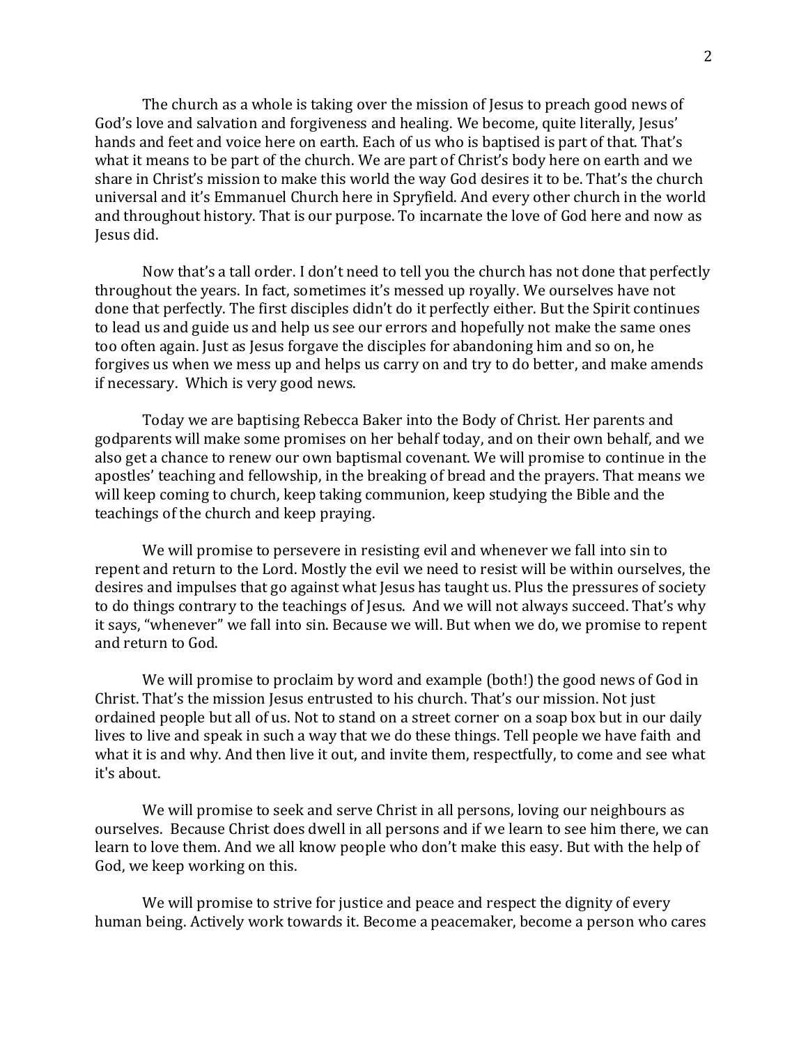The church as a whole is taking over the mission of Jesus to preach good news of God's love and salvation and forgiveness and healing. We become, quite literally, Jesus' hands and feet and voice here on earth. Each of us who is baptised is part of that. That's what it means to be part of the church. We are part of Christ's body here on earth and we share in Christ's mission to make this world the way God desires it to be. That's the church universal and it's Emmanuel Church here in Spryfield. And every other church in the world and throughout history. That is our purpose. To incarnate the love of God here and now as Jesus did.

Now that's a tall order. I don't need to tell you the church has not done that perfectly throughout the years. In fact, sometimes it's messed up royally. We ourselves have not done that perfectly. The first disciples didn't do it perfectly either. But the Spirit continues to lead us and guide us and help us see our errors and hopefully not make the same ones too often again. Just as Jesus forgave the disciples for abandoning him and so on, he forgives us when we mess up and helps us carry on and try to do better, and make amends if necessary. Which is very good news.

Today we are baptising Rebecca Baker into the Body of Christ. Her parents and godparents will make some promises on her behalf today, and on their own behalf, and we also get a chance to renew our own baptismal covenant. We will promise to continue in the apostles' teaching and fellowship, in the breaking of bread and the prayers. That means we will keep coming to church, keep taking communion, keep studying the Bible and the teachings of the church and keep praying.

We will promise to persevere in resisting evil and whenever we fall into sin to repent and return to the Lord. Mostly the evil we need to resist will be within ourselves, the desires and impulses that go against what Jesus has taught us. Plus the pressures of society to do things contrary to the teachings of Jesus. And we will not always succeed. That's why it says, "whenever" we fall into sin. Because we will. But when we do, we promise to repent and return to God.

We will promise to proclaim by word and example (both!) the good news of God in Christ. That's the mission Jesus entrusted to his church. That's our mission. Not just ordained people but all of us. Not to stand on a street corner on a soap box but in our daily lives to live and speak in such a way that we do these things. Tell people we have faith and what it is and why. And then live it out, and invite them, respectfully, to come and see what it's about.

We will promise to seek and serve Christ in all persons, loving our neighbours as ourselves. Because Christ does dwell in all persons and if we learn to see him there, we can learn to love them. And we all know people who don't make this easy. But with the help of God, we keep working on this.

We will promise to strive for justice and peace and respect the dignity of every human being. Actively work towards it. Become a peacemaker, become a person who cares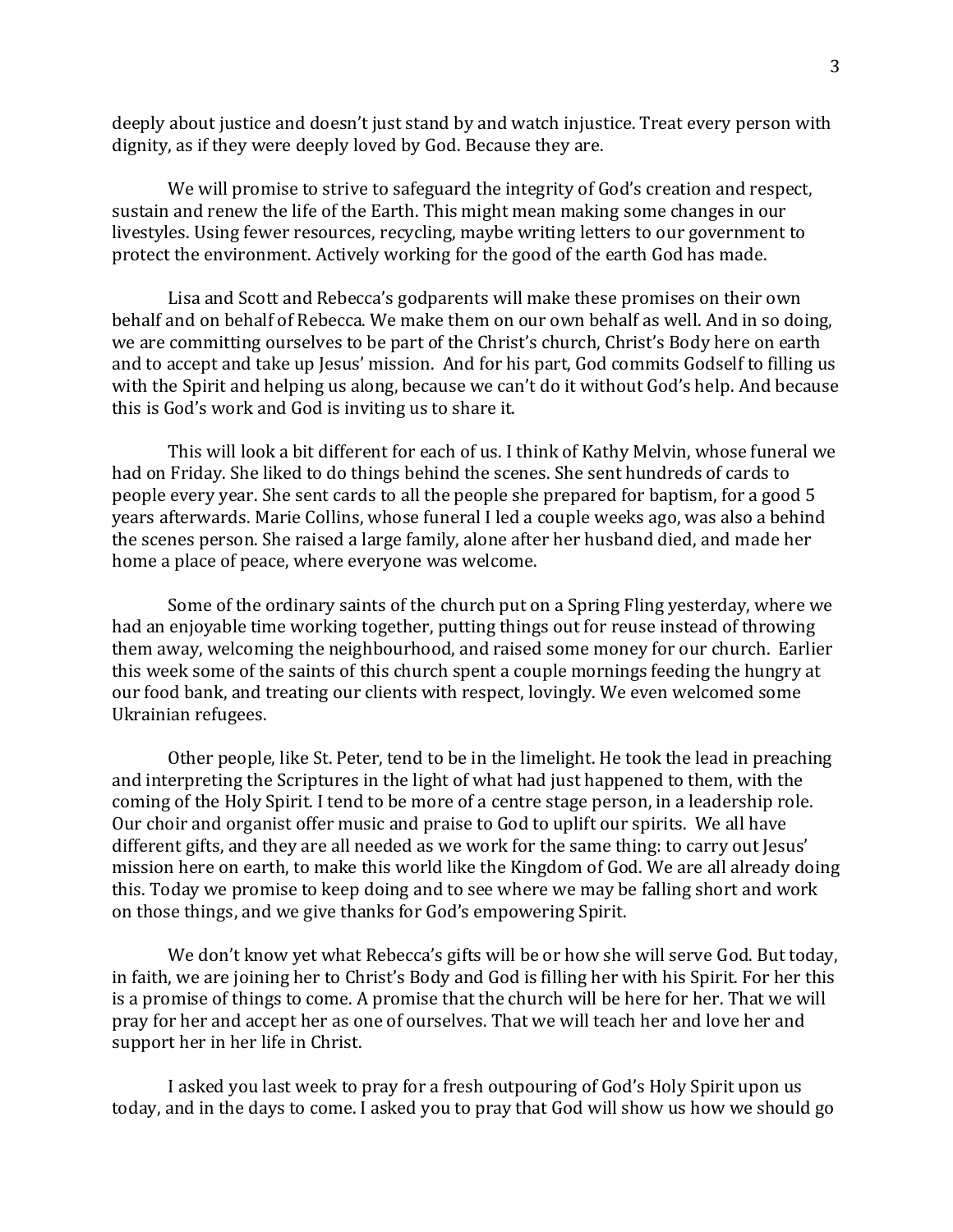deeply about justice and doesn't just stand by and watch injustice. Treat every person with dignity, as if they were deeply loved by God. Because they are.

We will promise to strive to safeguard the integrity of God's creation and respect, sustain and renew the life of the Earth. This might mean making some changes in our livestyles. Using fewer resources, recycling, maybe writing letters to our government to protect the environment. Actively working for the good of the earth God has made.

Lisa and Scott and Rebecca's godparents will make these promises on their own behalf and on behalf of Rebecca. We make them on our own behalf as well. And in so doing, we are committing ourselves to be part of the Christ's church, Christ's Body here on earth and to accept and take up Jesus' mission. And for his part, God commits Godself to filling us with the Spirit and helping us along, because we can't do it without God's help. And because this is God's work and God is inviting us to share it.

This will look a bit different for each of us. I think of Kathy Melvin, whose funeral we had on Friday. She liked to do things behind the scenes. She sent hundreds of cards to people every year. She sent cards to all the people she prepared for baptism, for a good 5 years afterwards. Marie Collins, whose funeral I led a couple weeks ago, was also a behind the scenes person. She raised a large family, alone after her husband died, and made her home a place of peace, where everyone was welcome.

Some of the ordinary saints of the church put on a Spring Fling yesterday, where we had an enjoyable time working together, putting things out for reuse instead of throwing them away, welcoming the neighbourhood, and raised some money for our church. Earlier this week some of the saints of this church spent a couple mornings feeding the hungry at our food bank, and treating our clients with respect, lovingly. We even welcomed some Ukrainian refugees.

Other people, like St. Peter, tend to be in the limelight. He took the lead in preaching and interpreting the Scriptures in the light of what had just happened to them, with the coming of the Holy Spirit. I tend to be more of a centre stage person, in a leadership role. Our choir and organist offer music and praise to God to uplift our spirits. We all have different gifts, and they are all needed as we work for the same thing: to carry out Jesus' mission here on earth, to make this world like the Kingdom of God. We are all already doing this. Today we promise to keep doing and to see where we may be falling short and work on those things, and we give thanks for God's empowering Spirit.

We don't know yet what Rebecca's gifts will be or how she will serve God. But today, in faith, we are joining her to Christ's Body and God is filling her with his Spirit. For her this is a promise of things to come. A promise that the church will be here for her. That we will pray for her and accept her as one of ourselves. That we will teach her and love her and support her in her life in Christ.

I asked you last week to pray for a fresh outpouring of God's Holy Spirit upon us today, and in the days to come. I asked you to pray that God will show us how we should go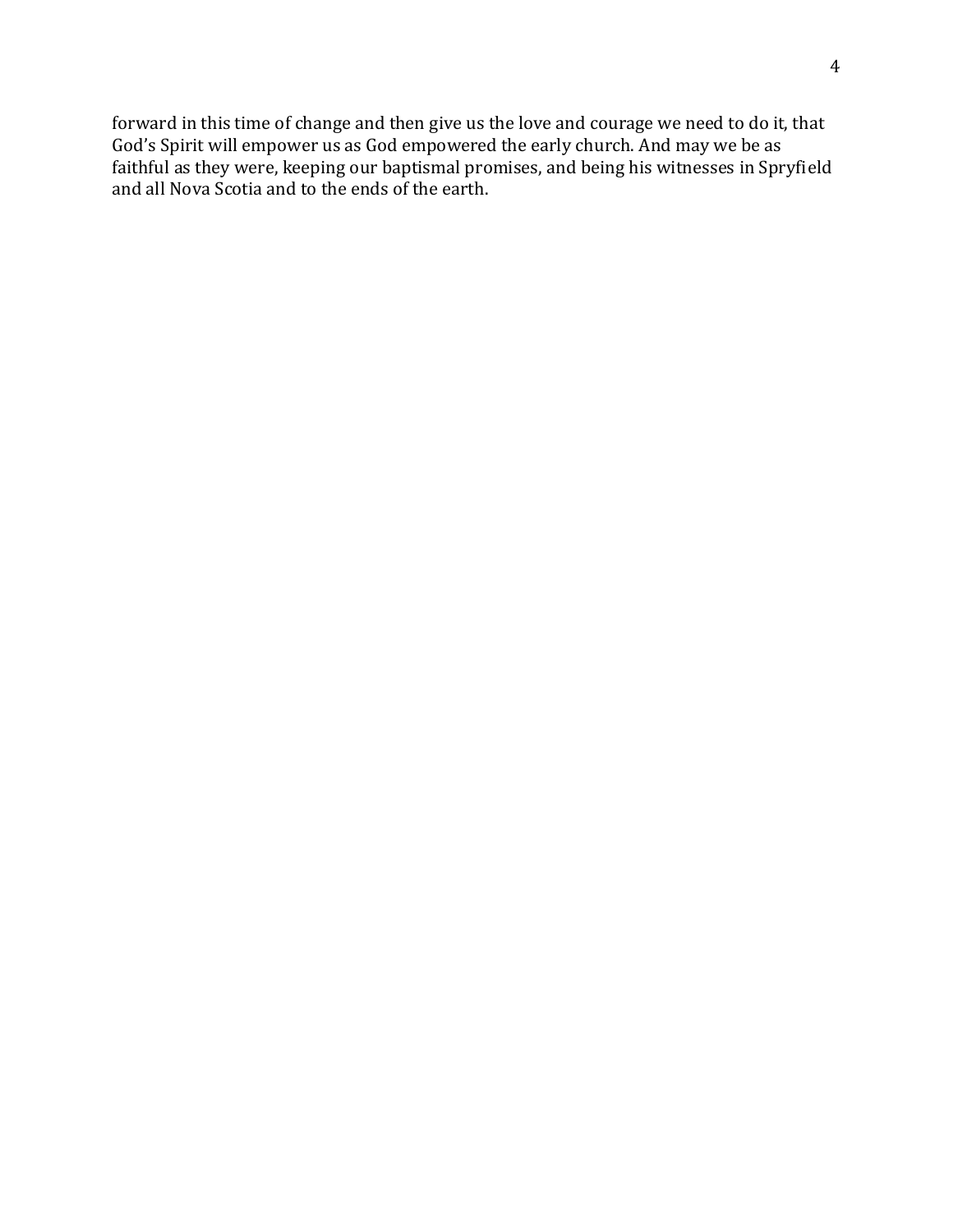forward in this time of change and then give us the love and courage we need to do it, that God's Spirit will empower us as God empowered the early church. And may we be as faithful as they were, keeping our baptismal promises, and being his witnesses in Spryfield and all Nova Scotia and to the ends of the earth.